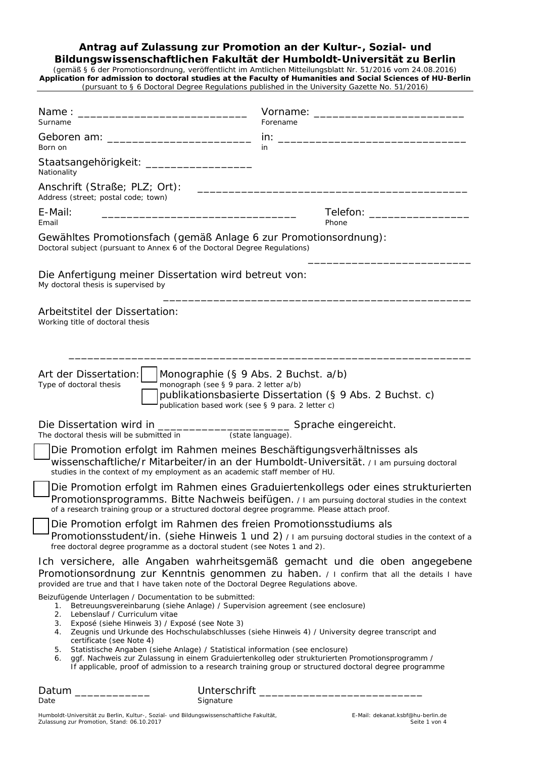# Antrag auf Zulassung zur Promotion an der Kultur-, Sozial- und Bildungswissenschaftlichen Fakultät der Humboldt-Universität zu Berlin

(gemäß § 6 der Promotionsordnung, veröffentlicht im Amtlichen Mitteilungsblatt Nr. 51/2016 vom 24.08.2016)

**Application for admission to doctoral studies at the Faculty of Humanities and Social Sciences of HU-Berlin**

(pursuant to § 6 Doctoral Degree Regulations published in the University Gazette No. 51/2016)

---

Name : ____________________________ Vorname: ________________________
Surname Forename

Geboren am: ________________________ in: ______________________________
Born on in

Staatsangehörigkeit: _________________
Nationality

Anschrift (Straße; PLZ; Ort): ____________________________________________
Address (street; postal code; town)

E-Mail: _______________________________ Telefon: ________________
Email Phone

Gewähltes Promotionsfach (gemäß Anlage 6 zur Promotionsordnung):
Doctoral subject (pursuant to Annex 6 of the Doctoral Degree Regulations)

__________________________

Die Anfertigung meiner Dissertation wird betreut von:
My doctoral thesis is supervised by

__________________________________________________

Arbeitstitel der Dissertation:
Working title of doctoral thesis

_______________________________________________________________

Art der Dissertation: ☐ Monographie (§ 9 Abs. 2 Buchst. a/b)
Type of doctoral thesis monograph (see § 9 para. 2 letter a/b)

☐ publikationsbasierte Dissertation (§ 9 Abs. 2 Buchst. c)
publication based work (see § 9 para. 2 letter c)

Die Dissertation wird in ______________________ Sprache eingereicht.
The doctoral thesis will be submitted in (state language).

☐ Die Promotion erfolgt im Rahmen meines Beschäftigungsverhältnisses als wissenschaftliche/r Mitarbeiter/in an der Humboldt-Universität. / I am pursuing doctoral studies in the context of my employment as an academic staff member of HU.

☐ Die Promotion erfolgt im Rahmen eines Graduiertenkollegs oder eines strukturierten Promotionsprogramms. Bitte Nachweis beifügen. / I am pursuing doctoral studies in the context of a research training group or a structured doctoral degree programme. Please attach proof.

☐ Die Promotion erfolgt im Rahmen des freien Promotionsstudiums als Promotionsstudent/in. (siehe Hinweis 1 und 2) / I am pursuing doctoral studies in the context of a free doctoral degree programme as a doctoral student (see Notes 1 and 2).

Ich versichere, alle Angaben wahrheitsgemäß gemacht und die oben angegebene Promotionsordnung zur Kenntnis genommen zu haben. / I confirm that all the details I have provided are true and that I have taken note of the Doctoral Degree Regulations above.

Beizufügende Unterlagen / Documentation to be submitted:

1. Betreuungsvereinbarung (siehe Anlage) / Supervision agreement (see enclosure)
2. Lebenslauf / Curriculum vitae
3. Exposé (siehe Hinweis 3) / Exposé (see Note 3)
4. Zeugnis und Urkunde des Hochschulabschlusses (siehe Hinweis 4) / University degree transcript and certificate (see Note 4)
5. Statistische Angaben (siehe Anlage) / Statistical information (see enclosure)
6. ggf. Nachweis zur Zulassung in einem Graduiertenkolleg oder strukturierten Promotionsprogramm / If applicable, proof of admission to a research training group or structured doctoral degree programme

Datum ____________ Unterschrift ___________________________
Date Signature

Humboldt-Universität zu Berlin, Kultur-, Sozial- und Bildungswissenschaftliche Fakultät, Zulassung zur Promotion, Stand: 06.10.2017 — E-Mail: dekanat.ksbf@hu-berlin.de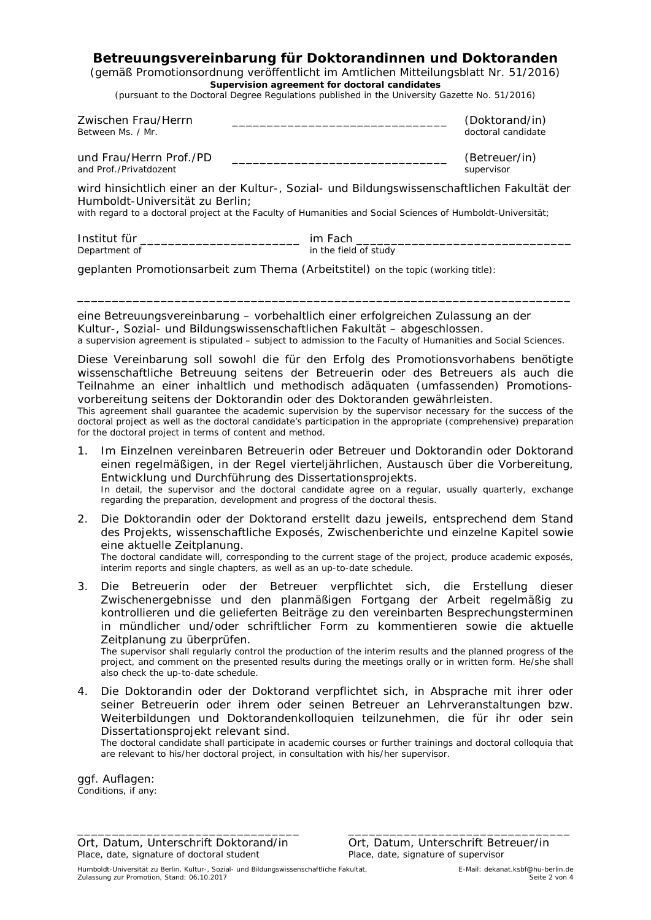# Betreuungsvereinbarung für Doktorandinnen und Doktoranden

(gemäß Promotionsordnung veröffentlicht im Amtlichen Mitteilungsblatt Nr. 51/2016)

**Supervision agreement for doctoral candidates**

(pursuant to the Doctoral Degree Regulations published in the University Gazette No. 51/2016)

| | | |
|---|---|---|
| Zwischen Frau/Herrn<br>Between Ms. / Mr. | _______________________________ | (Doktorand/in)<br>doctoral candidate |
| und Frau/Herrn Prof./PD<br>and Prof./Privatdozent | _______________________________ | (Betreuer/in)<br>supervisor |

wird hinsichtlich einer an der Kultur-, Sozial- und Bildungswissenschaftlichen Fakultät der Humboldt-Universität zu Berlin;
with regard to a doctoral project at the Faculty of Humanities and Social Sciences of Humboldt-Universität;

Institut für _______________________ im Fach _______________________________
Department of in the field of study

geplanten Promotionsarbeit zum Thema (Arbeitstitel) on the topic (working title):

_____________________________________________________________________

eine Betreuungsvereinbarung – vorbehaltlich einer erfolgreichen Zulassung an der Kultur-, Sozial- und Bildungswissenschaftlichen Fakultät – abgeschlossen.
a supervision agreement is stipulated – subject to admission to the Faculty of Humanities and Social Sciences.

Diese Vereinbarung soll sowohl die für den Erfolg des Promotionsvorhabens benötigte wissenschaftliche Betreuung seitens der Betreuerin oder des Betreuers als auch die Teilnahme an einer inhaltlich und methodisch adäquaten (umfassenden) Promotionsvorbereitung seitens der Doktorandin oder des Doktoranden gewährleisten.
This agreement shall guarantee the academic supervision by the supervisor necessary for the success of the doctoral project as well as the doctoral candidate's participation in the appropriate (comprehensive) preparation for the doctoral project in terms of content and method.

1. Im Einzelnen vereinbaren Betreuerin oder Betreuer und Doktorandin oder Doktorand einen regelmäßigen, in der Regel vierteljährlichen, Austausch über die Vorbereitung, Entwicklung und Durchführung des Dissertationsprojekts.
   In detail, the supervisor and the doctoral candidate agree on a regular, usually quarterly, exchange regarding the preparation, development and progress of the doctoral thesis.
2. Die Doktorandin oder der Doktorand erstellt dazu jeweils, entsprechend dem Stand des Projekts, wissenschaftliche Exposés, Zwischenberichte und einzelne Kapitel sowie eine aktuelle Zeitplanung.
   The doctoral candidate will, corresponding to the current stage of the project, produce academic exposés, interim reports and single chapters, as well as an up-to-date schedule.
3. Die Betreuerin oder der Betreuer verpflichtet sich, die Erstellung dieser Zwischenergebnisse und den planmäßigen Fortgang der Arbeit regelmäßig zu kontrollieren und die gelieferten Beiträge zu den vereinbarten Besprechungsterminen in mündlicher und/oder schriftlicher Form zu kommentieren sowie die aktuelle Zeitplanung zu überprüfen.
   The supervisor shall regularly control the production of the interim results and the planned progress of the project, and comment on the presented results during the meetings orally or in written form. He/she shall also check the up-to-date schedule.
4. Die Doktorandin oder der Doktorand verpflichtet sich, in Absprache mit ihrer oder seiner Betreuerin oder ihrem oder seinen Betreuer an Lehrveranstaltungen bzw. Weiterbildungen und Doktorandenkolloquien teilzunehmen, die für ihr oder sein Dissertationsprojekt relevant sind.
   The doctoral candidate shall participate in academic courses or further trainings and doctoral colloquia that are relevant to his/her doctoral project, in consultation with his/her supervisor.

ggf. Auflagen:
Conditions, if any:

| | |
|---|---|
| _______________________________<br>Ort, Datum, Unterschrift Doktorand/in<br>Place, date, signature of doctoral student | _______________________________<br>Ort, Datum, Unterschrift Betreuer/in<br>Place, date, signature of supervisor |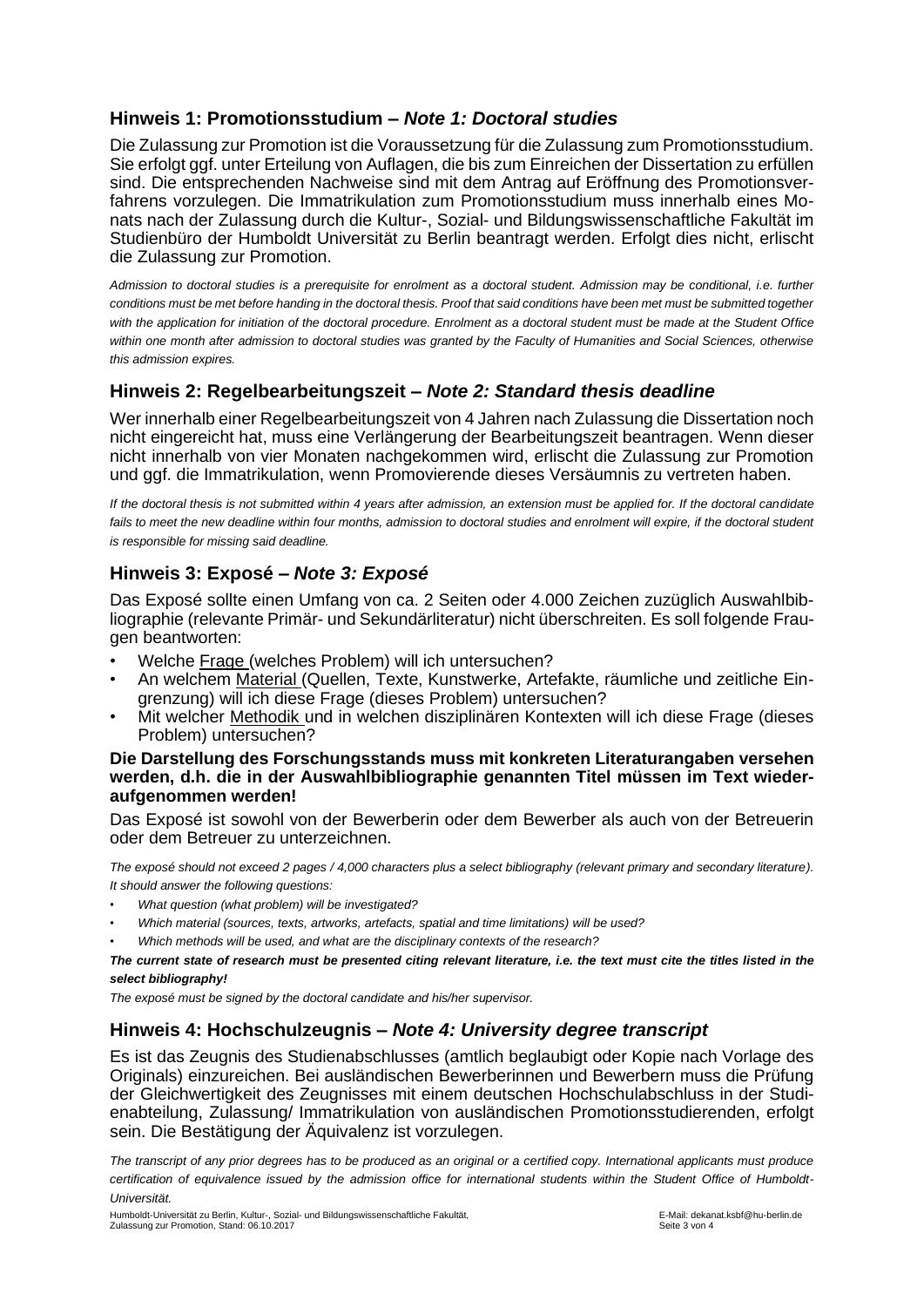## Hinweis 1: Promotionsstudium – *Note 1: Doctoral studies*

Die Zulassung zur Promotion ist die Voraussetzung für die Zulassung zum Promotionsstudium. Sie erfolgt ggf. unter Erteilung von Auflagen, die bis zum Einreichen der Dissertation zu erfüllen sind. Die entsprechenden Nachweise sind mit dem Antrag auf Eröffnung des Promotionsverfahrens vorzulegen. Die Immatrikulation zum Promotionsstudium muss innerhalb eines Monats nach der Zulassung durch die Kultur-, Sozial- und Bildungswissenschaftliche Fakultät im Studienbüro der Humboldt Universität zu Berlin beantragt werden. Erfolgt dies nicht, erlischt die Zulassung zur Promotion.

*Admission to doctoral studies is a prerequisite for enrolment as a doctoral student. Admission may be conditional, i.e. further conditions must be met before handing in the doctoral thesis. Proof that said conditions have been met must be submitted together with the application for initiation of the doctoral procedure. Enrolment as a doctoral student must be made at the Student Office within one month after admission to doctoral studies was granted by the Faculty of Humanities and Social Sciences, otherwise this admission expires.*

## Hinweis 2: Regelbearbeitungszeit – *Note 2: Standard thesis deadline*

Wer innerhalb einer Regelbearbeitungszeit von 4 Jahren nach Zulassung die Dissertation noch nicht eingereicht hat, muss eine Verlängerung der Bearbeitungszeit beantragen. Wenn dieser nicht innerhalb von vier Monaten nachgekommen wird, erlischt die Zulassung zur Promotion und ggf. die Immatrikulation, wenn Promovierende dieses Versäumnis zu vertreten haben.

*If the doctoral thesis is not submitted within 4 years after admission, an extension must be applied for. If the doctoral candidate fails to meet the new deadline within four months, admission to doctoral studies and enrolment will expire, if the doctoral student is responsible for missing said deadline.*

## Hinweis 3: Exposé – *Note 3: Exposé*

Das Exposé sollte einen Umfang von ca. 2 Seiten oder 4.000 Zeichen zuzüglich Auswahlbibliographie (relevante Primär- und Sekundärliteratur) nicht überschreiten. Es soll folgende Fragen beantworten:

- Welche Frage (welches Problem) will ich untersuchen?
- An welchem Material (Quellen, Texte, Kunstwerke, Artefakte, räumliche und zeitliche Eingrenzung) will ich diese Frage (dieses Problem) untersuchen?
- Mit welcher Methodik und in welchen disziplinären Kontexten will ich diese Frage (dieses Problem) untersuchen?

**Die Darstellung des Forschungsstands muss mit konkreten Literaturangaben versehen werden, d.h. die in der Auswahlbibliographie genannten Titel müssen im Text wiederaufgenommen werden!**

Das Exposé ist sowohl von der Bewerberin oder dem Bewerber als auch von der Betreuerin oder dem Betreuer zu unterzeichnen.

*The exposé should not exceed 2 pages / 4,000 characters plus a select bibliography (relevant primary and secondary literature). It should answer the following questions:*

- *What question (what problem) will be investigated?*
- *Which material (sources, texts, artworks, artefacts, spatial and time limitations) will be used?*
- *Which methods will be used, and what are the disciplinary contexts of the research?*

***The current state of research must be presented citing relevant literature, i.e. the text must cite the titles listed in the select bibliography!***

*The exposé must be signed by the doctoral candidate and his/her supervisor.*

## Hinweis 4: Hochschulzeugnis – *Note 4: University degree transcript*

Es ist das Zeugnis des Studienabschlusses (amtlich beglaubigt oder Kopie nach Vorlage des Originals) einzureichen. Bei ausländischen Bewerberinnen und Bewerbern muss die Prüfung der Gleichwertigkeit des Zeugnisses mit einem deutschen Hochschulabschluss in der Studienabteilung, Zulassung/ Immatrikulation von ausländischen Promotionsstudierenden, erfolgt sein. Die Bestätigung der Äquivalenz ist vorzulegen.

*The transcript of any prior degrees has to be produced as an original or a certified copy. International applicants must produce certification of equivalence issued by the admission office for international students within the Student Office of Humboldt-Universität.*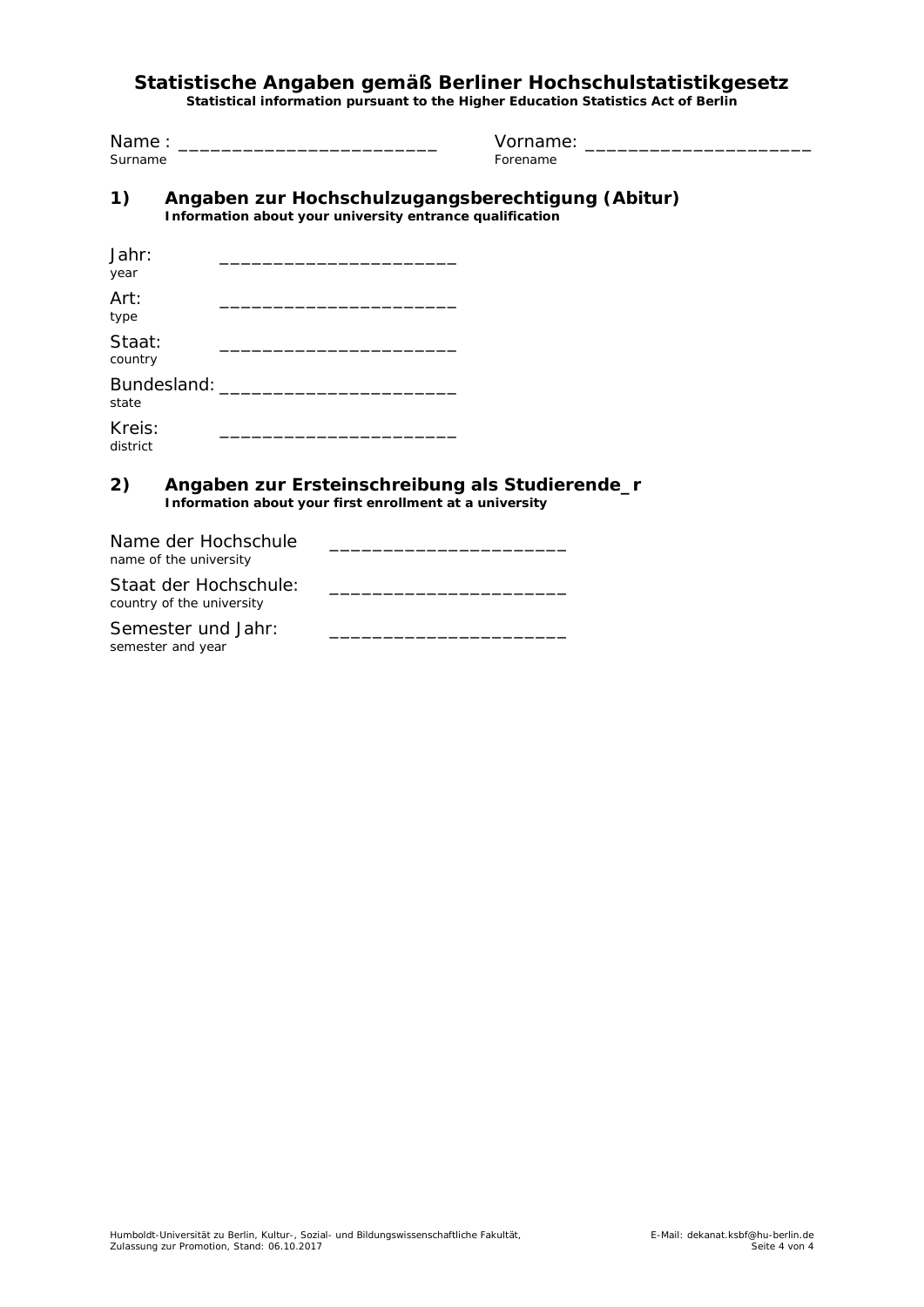# Statistische Angaben gemäß Berliner Hochschulstatistikgesetz

**Statistical information pursuant to the Higher Education Statistics Act of Berlin**

Name : ________________________
Surname

Vorname: _____________________
Forename

## 1) Angaben zur Hochschulzugangsberechtigung (Abitur)

**Information about your university entrance qualification**

Jahr: ______________________
year

Art: ______________________
type

Staat: ______________________
country

Bundesland: ______________________
state

Kreis: ______________________
district

## 2) Angaben zur Ersteinschreibung als Studierende_r

**Information about your first enrollment at a university**

Name der Hochschule ______________________
name of the university

Staat der Hochschule: ______________________
country of the university

Semester und Jahr: ______________________
semester and year

Humboldt-Universität zu Berlin, Kultur-, Sozial- und Bildungswissenschaftliche Fakultät,
Zulassung zur Promotion, Stand: 06.10.2017

E-Mail: dekanat.ksbf@hu-berlin.de